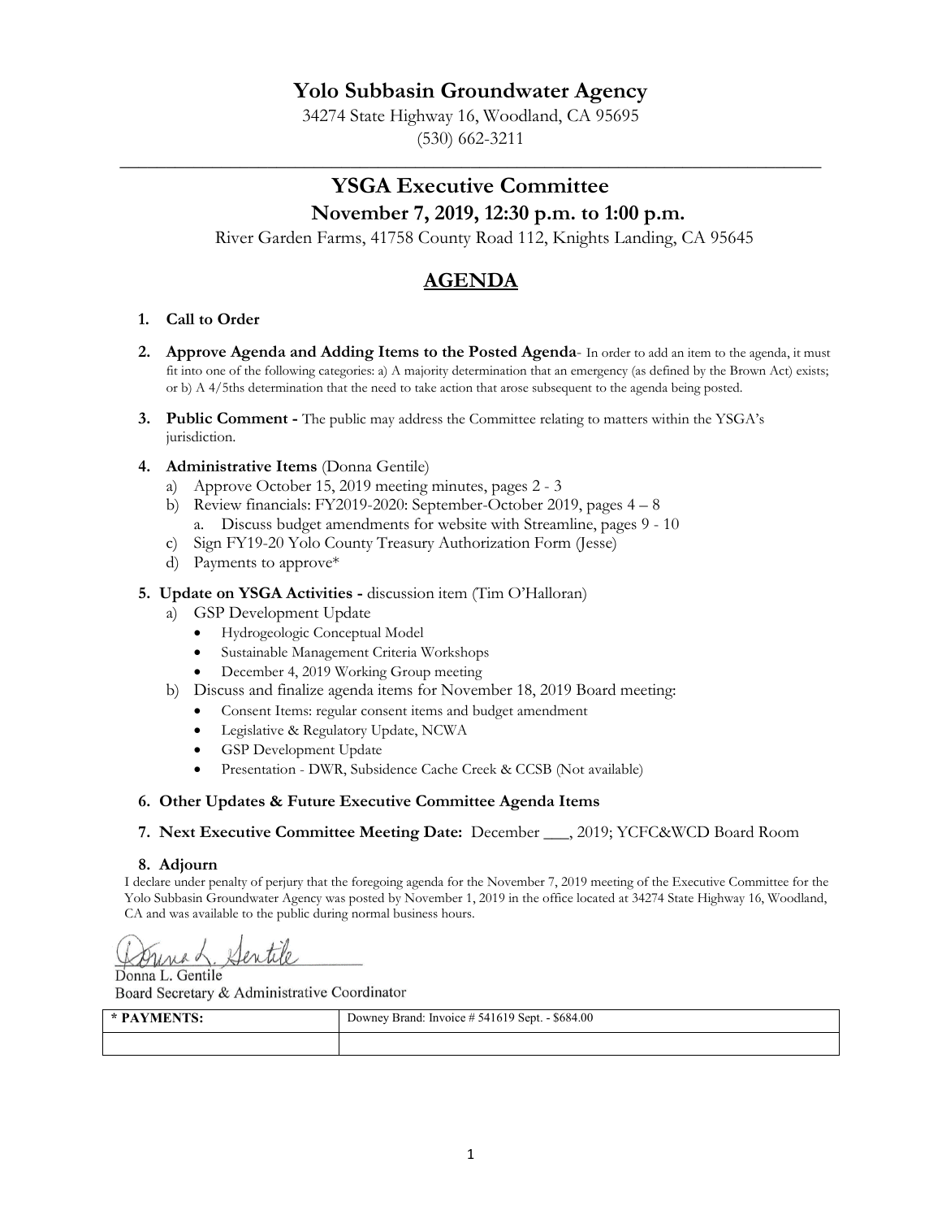# Yolo Subbasin Groundwater Agency

34274 State Highway 16, Woodland, CA 95695
(530) 662-3211

---

## YSGA Executive Committee

### November 7, 2019, 12:30 p.m. to 1:00 p.m.

River Garden Farms, 41758 County Road 112, Knights Landing, CA 95645

## AGENDA

1. **Call to Order**

2. **Approve Agenda and Adding Items to the Posted Agenda**- In order to add an item to the agenda, it must fit into one of the following categories: a) A majority determination that an emergency (as defined by the Brown Act) exists; or b) A 4/5ths determination that the need to take action that arose subsequent to the agenda being posted.

3. **Public Comment -** The public may address the Committee relating to matters within the YSGA's jurisdiction.

4. **Administrative Items** (Donna Gentile)
   a) Approve October 15, 2019 meeting minutes, pages 2 - 3
   b) Review financials: FY2019-2020: September-October 2019, pages 4 – 8
      a. Discuss budget amendments for website with Streamline, pages 9 - 10
   c) Sign FY19-20 Yolo County Treasury Authorization Form (Jesse)
   d) Payments to approve*

5. **Update on YSGA Activities -** discussion item (Tim O'Halloran)
   a) GSP Development Update
      - Hydrogeologic Conceptual Model
      - Sustainable Management Criteria Workshops
      - December 4, 2019 Working Group meeting
   b) Discuss and finalize agenda items for November 18, 2019 Board meeting:
      - Consent Items: regular consent items and budget amendment
      - Legislative & Regulatory Update, NCWA
      - GSP Development Update
      - Presentation - DWR, Subsidence Cache Creek & CCSB (Not available)

6. **Other Updates & Future Executive Committee Agenda Items**

7. **Next Executive Committee Meeting Date:** December ___, 2019; YCFC&WCD Board Room

8. **Adjourn**

I declare under penalty of perjury that the foregoing agenda for the November 7, 2019 meeting of the Executive Committee for the Yolo Subbasin Groundwater Agency was posted by November 1, 2019 in the office located at 34274 State Highway 16, Woodland, CA and was available to the public during normal business hours.

Donna L. Gentile
Board Secretary & Administrative Coordinator

| * PAYMENTS: | Downey Brand: Invoice # 541619 Sept. - $684.00 |
|---|---|
| | |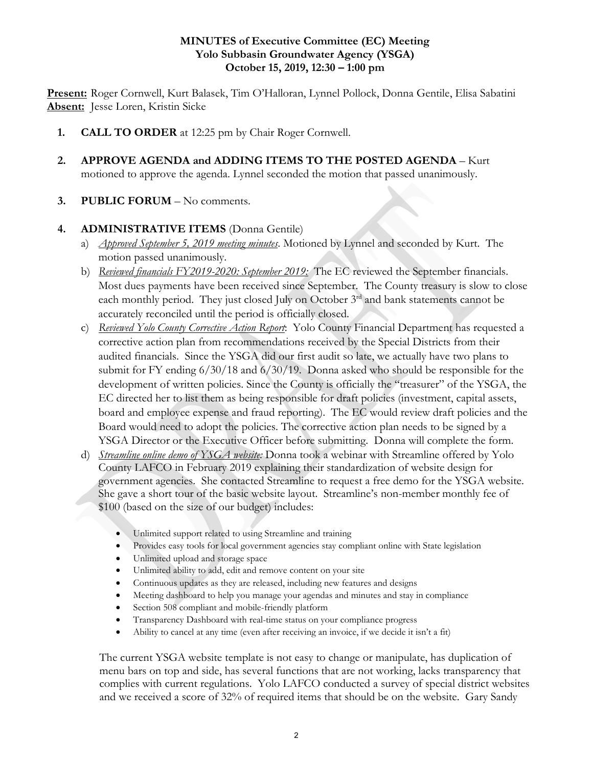**MINUTES of Executive Committee (EC) Meeting**
**Yolo Subbasin Groundwater Agency (YSGA)**
**October 15, 2019, 12:30 – 1:00 pm**

**Present:** Roger Cornwell, Kurt Balasek, Tim O'Halloran, Lynnel Pollock, Donna Gentile, Elisa Sabatini
**Absent:** Jesse Loren, Kristin Sicke

1. **CALL TO ORDER** at 12:25 pm by Chair Roger Cornwell.

2. **APPROVE AGENDA and ADDING ITEMS TO THE POSTED AGENDA** – Kurt motioned to approve the agenda. Lynnel seconded the motion that passed unanimously.

3. **PUBLIC FORUM** – No comments.

4. **ADMINISTRATIVE ITEMS** (Donna Gentile)
   a) *Approved September 5, 2019 meeting minutes*. Motioned by Lynnel and seconded by Kurt. The motion passed unanimously.
   b) *Reviewed financials FY2019-2020: September 2019:* The EC reviewed the September financials. Most dues payments have been received since September. The County treasury is slow to close each monthly period. They just closed July on October 3rd and bank statements cannot be accurately reconciled until the period is officially closed.
   c) *Reviewed Yolo County Corrective Action Report*: Yolo County Financial Department has requested a corrective action plan from recommendations received by the Special Districts from their audited financials. Since the YSGA did our first audit so late, we actually have two plans to submit for FY ending 6/30/18 and 6/30/19. Donna asked who should be responsible for the development of written policies. Since the County is officially the "treasurer" of the YSGA, the EC directed her to list them as being responsible for draft policies (investment, capital assets, board and employee expense and fraud reporting). The EC would review draft policies and the Board would need to adopt the policies. The corrective action plan needs to be signed by a YSGA Director or the Executive Officer before submitting. Donna will complete the form.
   d) *Streamline online demo of YSGA website:* Donna took a webinar with Streamline offered by Yolo County LAFCO in February 2019 explaining their standardization of website design for government agencies. She contacted Streamline to request a free demo for the YSGA website. She gave a short tour of the basic website layout. Streamline's non-member monthly fee of $100 (based on the size of our budget) includes:

      - Unlimited support related to using Streamline and training
      - Provides easy tools for local government agencies stay compliant online with State legislation
      - Unlimited upload and storage space
      - Unlimited ability to add, edit and remove content on your site
      - Continuous updates as they are released, including new features and designs
      - Meeting dashboard to help you manage your agendas and minutes and stay in compliance
      - Section 508 compliant and mobile-friendly platform
      - Transparency Dashboard with real-time status on your compliance progress
      - Ability to cancel at any time (even after receiving an invoice, if we decide it isn't a fit)

   The current YSGA website template is not easy to change or manipulate, has duplication of menu bars on top and side, has several functions that are not working, lacks transparency that complies with current regulations. Yolo LAFCO conducted a survey of special district websites and we received a score of 32% of required items that should be on the website. Gary Sandy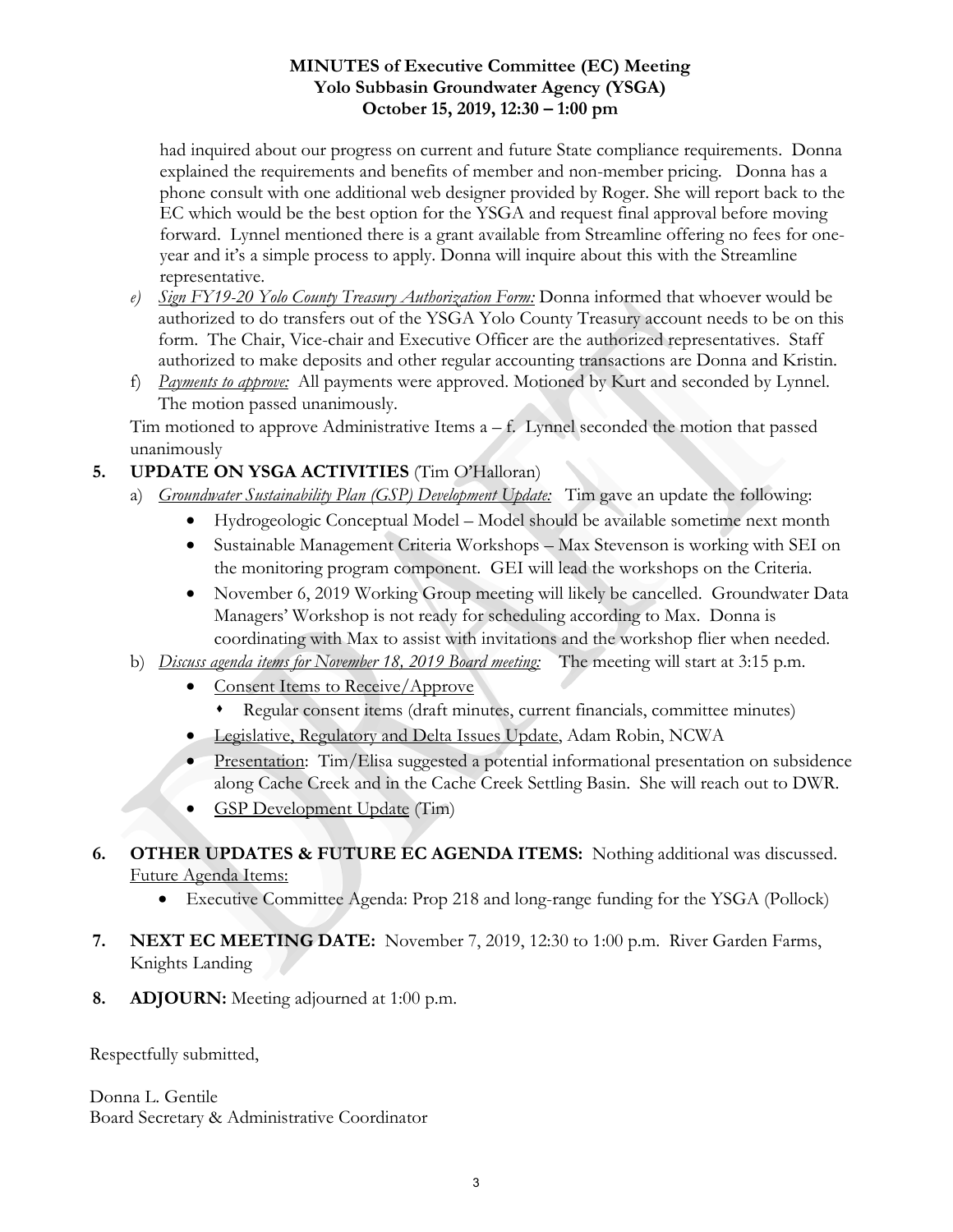**MINUTES of Executive Committee (EC) Meeting**
**Yolo Subbasin Groundwater Agency (YSGA)**
**October 15, 2019, 12:30 – 1:00 pm**

had inquired about our progress on current and future State compliance requirements. Donna explained the requirements and benefits of member and non-member pricing. Donna has a phone consult with one additional web designer provided by Roger. She will report back to the EC which would be the best option for the YSGA and request final approval before moving forward. Lynnel mentioned there is a grant available from Streamline offering no fees for one-year and it's a simple process to apply. Donna will inquire about this with the Streamline representative.

e) *Sign FY19-20 Yolo County Treasury Authorization Form:* Donna informed that whoever would be authorized to do transfers out of the YSGA Yolo County Treasury account needs to be on this form. The Chair, Vice-chair and Executive Officer are the authorized representatives. Staff authorized to make deposits and other regular accounting transactions are Donna and Kristin.

f) *Payments to approve:* All payments were approved. Motioned by Kurt and seconded by Lynnel. The motion passed unanimously.

Tim motioned to approve Administrative Items a – f. Lynnel seconded the motion that passed unanimously

**5. UPDATE ON YSGA ACTIVITIES** (Tim O'Halloran)

a) *Groundwater Sustainability Plan (GSP) Development Update:* Tim gave an update the following:
   - Hydrogeologic Conceptual Model – Model should be available sometime next month
   - Sustainable Management Criteria Workshops – Max Stevenson is working with SEI on the monitoring program component. GEI will lead the workshops on the Criteria.
   - November 6, 2019 Working Group meeting will likely be cancelled. Groundwater Data Managers' Workshop is not ready for scheduling according to Max. Donna is coordinating with Max to assist with invitations and the workshop flier when needed.

b) *Discuss agenda items for November 18, 2019 Board meeting:* The meeting will start at 3:15 p.m.
   - Consent Items to Receive/Approve
     - Regular consent items (draft minutes, current financials, committee minutes)
   - Legislative, Regulatory and Delta Issues Update, Adam Robin, NCWA
   - Presentation: Tim/Elisa suggested a potential informational presentation on subsidence along Cache Creek and in the Cache Creek Settling Basin. She will reach out to DWR.
   - GSP Development Update (Tim)

**6. OTHER UPDATES & FUTURE EC AGENDA ITEMS:** Nothing additional was discussed.
Future Agenda Items:
   - Executive Committee Agenda: Prop 218 and long-range funding for the YSGA (Pollock)

**7. NEXT EC MEETING DATE:** November 7, 2019, 12:30 to 1:00 p.m. River Garden Farms, Knights Landing

**8. ADJOURN:** Meeting adjourned at 1:00 p.m.

Respectfully submitted,

Donna L. Gentile
Board Secretary & Administrative Coordinator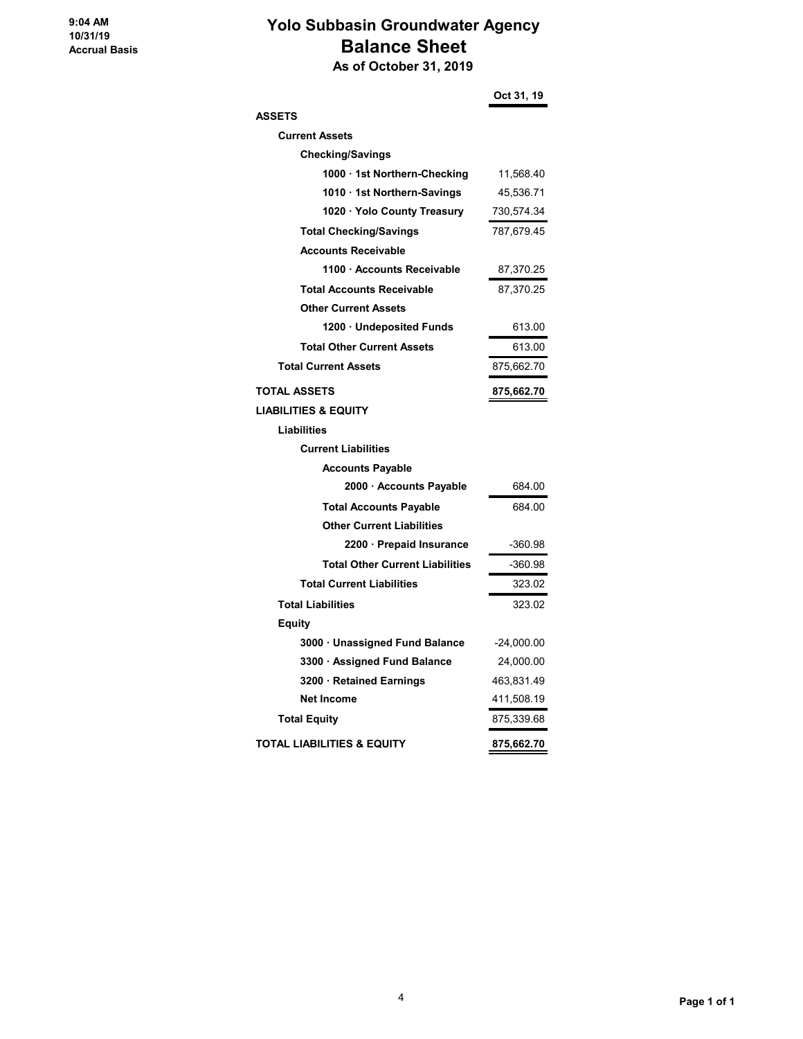9:04 AM
10/31/19
Accrual Basis

# Yolo Subbasin Groundwater Agency
## Balance Sheet
### As of October 31, 2019

| | Oct 31, 19 |
|---|---|
| **ASSETS** | |
| **Current Assets** | |
| **Checking/Savings** | |
| **1000 · 1st Northern-Checking** | 11,568.40 |
| **1010 · 1st Northern-Savings** | 45,536.71 |
| **1020 · Yolo County Treasury** | 730,574.34 |
| **Total Checking/Savings** | 787,679.45 |
| **Accounts Receivable** | |
| **1100 · Accounts Receivable** | 87,370.25 |
| **Total Accounts Receivable** | 87,370.25 |
| **Other Current Assets** | |
| **1200 · Undeposited Funds** | 613.00 |
| **Total Other Current Assets** | 613.00 |
| **Total Current Assets** | 875,662.70 |
| **TOTAL ASSETS** | **875,662.70** |
| **LIABILITIES & EQUITY** | |
| **Liabilities** | |
| **Current Liabilities** | |
| **Accounts Payable** | |
| **2000 · Accounts Payable** | 684.00 |
| **Total Accounts Payable** | 684.00 |
| **Other Current Liabilities** | |
| **2200 · Prepaid Insurance** | -360.98 |
| **Total Other Current Liabilities** | -360.98 |
| **Total Current Liabilities** | 323.02 |
| **Total Liabilities** | 323.02 |
| **Equity** | |
| **3000 · Unassigned Fund Balance** | -24,000.00 |
| **3300 · Assigned Fund Balance** | 24,000.00 |
| **3200 · Retained Earnings** | 463,831.49 |
| **Net Income** | 411,508.19 |
| **Total Equity** | 875,339.68 |
| **TOTAL LIABILITIES & EQUITY** | **875,662.70** |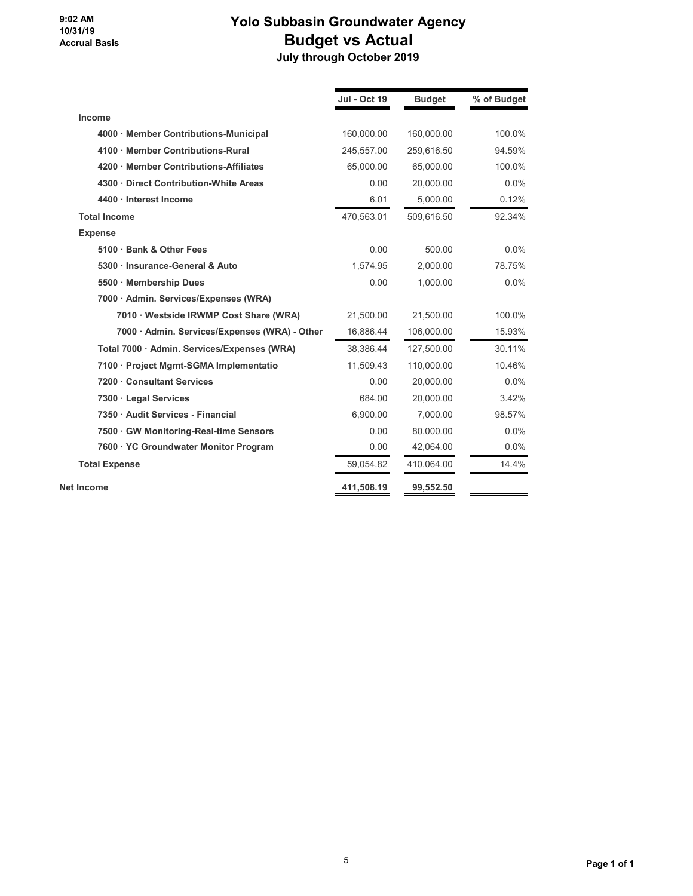9:02 AM
10/31/19
Accrual Basis

# Yolo Subbasin Groundwater Agency
## Budget vs Actual
### July through October 2019

| | Jul - Oct 19 | Budget | % of Budget |
|---|---|---|---|
| **Income** | | | |
| **4000 · Member Contributions-Municipal** | 160,000.00 | 160,000.00 | 100.0% |
| **4100 · Member Contributions-Rural** | 245,557.00 | 259,616.50 | 94.59% |
| **4200 · Member Contributions-Affiliates** | 65,000.00 | 65,000.00 | 100.0% |
| **4300 · Direct Contribution-White Areas** | 0.00 | 20,000.00 | 0.0% |
| **4400 · Interest Income** | 6.01 | 5,000.00 | 0.12% |
| **Total Income** | 470,563.01 | 509,616.50 | 92.34% |
| **Expense** | | | |
| **5100 · Bank & Other Fees** | 0.00 | 500.00 | 0.0% |
| **5300 · Insurance-General & Auto** | 1,574.95 | 2,000.00 | 78.75% |
| **5500 · Membership Dues** | 0.00 | 1,000.00 | 0.0% |
| **7000 · Admin. Services/Expenses (WRA)** | | | |
| **7010 · Westside IRWMP Cost Share (WRA)** | 21,500.00 | 21,500.00 | 100.0% |
| **7000 · Admin. Services/Expenses (WRA) - Other** | 16,886.44 | 106,000.00 | 15.93% |
| **Total 7000 · Admin. Services/Expenses (WRA)** | 38,386.44 | 127,500.00 | 30.11% |
| **7100 · Project Mgmt-SGMA Implementatio** | 11,509.43 | 110,000.00 | 10.46% |
| **7200 · Consultant Services** | 0.00 | 20,000.00 | 0.0% |
| **7300 · Legal Services** | 684.00 | 20,000.00 | 3.42% |
| **7350 · Audit Services - Financial** | 6,900.00 | 7,000.00 | 98.57% |
| **7500 · GW Monitoring-Real-time Sensors** | 0.00 | 80,000.00 | 0.0% |
| **7600 · YC Groundwater Monitor Program** | 0.00 | 42,064.00 | 0.0% |
| **Total Expense** | 59,054.82 | 410,064.00 | 14.4% |
| **Net Income** | **411,508.19** | **99,552.50** | |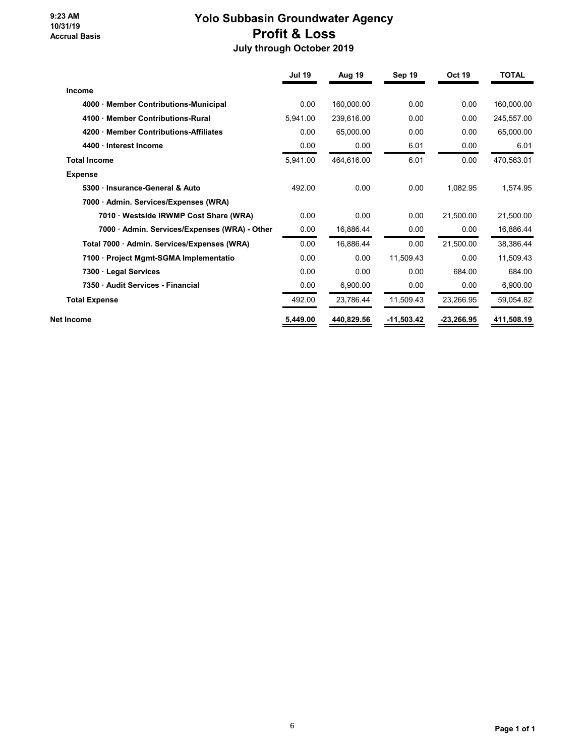9:23 AM
10/31/19
Accrual Basis

# Yolo Subbasin Groundwater Agency
## Profit & Loss
### July through October 2019

| | Jul 19 | Aug 19 | Sep 19 | Oct 19 | TOTAL |
|---|---|---|---|---|---|
| **Income** | | | | | |
| **4000 · Member Contributions-Municipal** | 0.00 | 160,000.00 | 0.00 | 0.00 | 160,000.00 |
| **4100 · Member Contributions-Rural** | 5,941.00 | 239,616.00 | 0.00 | 0.00 | 245,557.00 |
| **4200 · Member Contributions-Affiliates** | 0.00 | 65,000.00 | 0.00 | 0.00 | 65,000.00 |
| **4400 · Interest Income** | 0.00 | 0.00 | 6.01 | 0.00 | 6.01 |
| **Total Income** | 5,941.00 | 464,616.00 | 6.01 | 0.00 | 470,563.01 |
| **Expense** | | | | | |
| **5300 · Insurance-General & Auto** | 492.00 | 0.00 | 0.00 | 1,082.95 | 1,574.95 |
| **7000 · Admin. Services/Expenses (WRA)** | | | | | |
| **7010 · Westside IRWMP Cost Share (WRA)** | 0.00 | 0.00 | 0.00 | 21,500.00 | 21,500.00 |
| **7000 · Admin. Services/Expenses (WRA) - Other** | 0.00 | 16,886.44 | 0.00 | 0.00 | 16,886.44 |
| **Total 7000 · Admin. Services/Expenses (WRA)** | 0.00 | 16,886.44 | 0.00 | 21,500.00 | 38,386.44 |
| **7100 · Project Mgmt-SGMA Implementatio** | 0.00 | 0.00 | 11,509.43 | 0.00 | 11,509.43 |
| **7300 · Legal Services** | 0.00 | 0.00 | 0.00 | 684.00 | 684.00 |
| **7350 · Audit Services - Financial** | 0.00 | 6,900.00 | 0.00 | 0.00 | 6,900.00 |
| **Total Expense** | 492.00 | 23,786.44 | 11,509.43 | 23,266.95 | 59,054.82 |
| **Net Income** | **5,449.00** | **440,829.56** | **-11,503.42** | **-23,266.95** | **411,508.19** |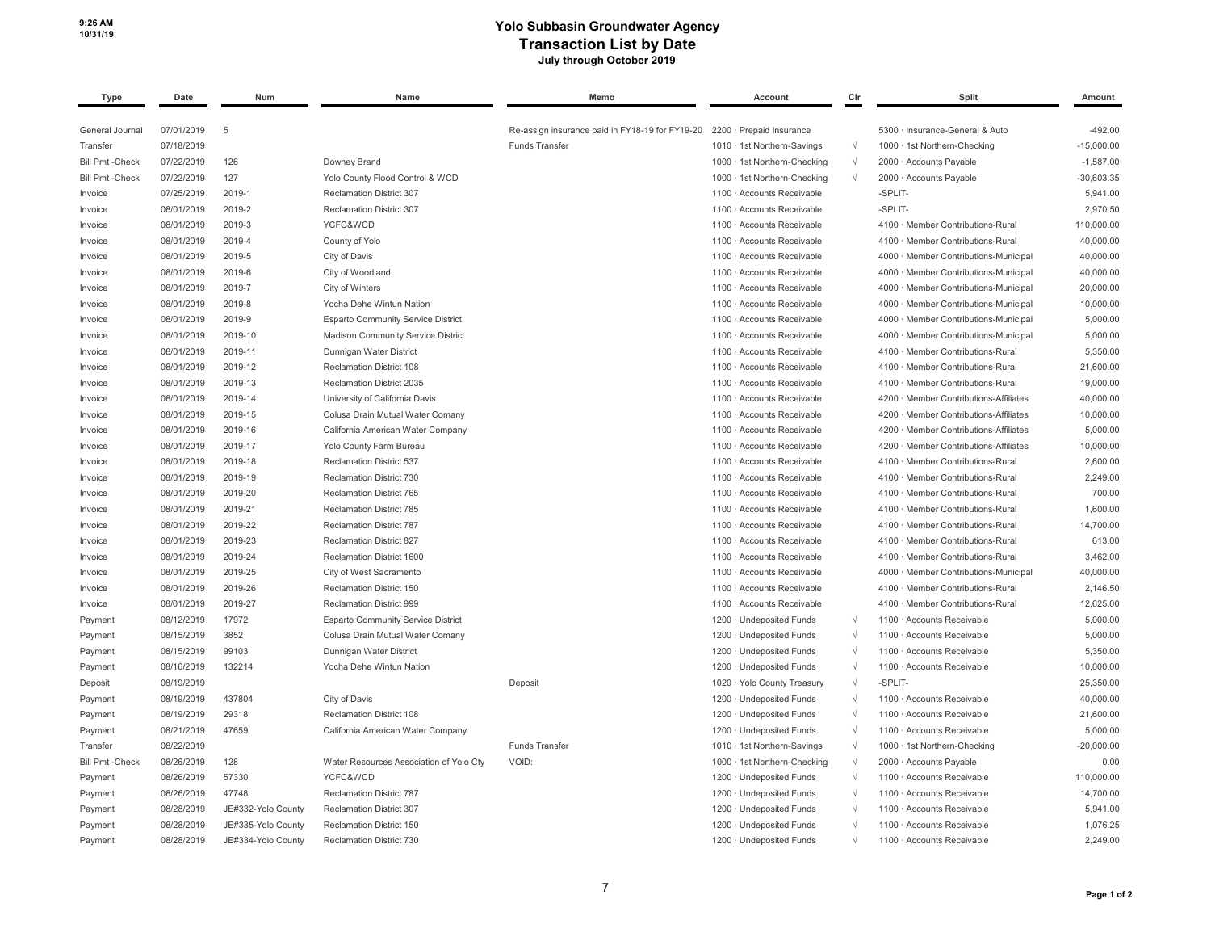# Yolo Subbasin Groundwater Agency
## Transaction List by Date
### July through October 2019

| Type | Date | Num | Name | Memo | Account | Clr | Split | Amount |
|---|---|---|---|---|---|---|---|---|
| General Journal | 07/01/2019 | 5 | | Re-assign insurance paid in FY18-19 for FY19-20 | 2200 · Prepaid Insurance | | 5300 · Insurance-General & Auto | -492.00 |
| Transfer | 07/18/2019 | | | Funds Transfer | 1010 · 1st Northern-Savings | √ | 1000 · 1st Northern-Checking | -15,000.00 |
| Bill Pmt -Check | 07/22/2019 | 126 | Downey Brand | | 1000 · 1st Northern-Checking | √ | 2000 · Accounts Payable | -1,587.00 |
| Bill Pmt -Check | 07/22/2019 | 127 | Yolo County Flood Control & WCD | | 1000 · 1st Northern-Checking | √ | 2000 · Accounts Payable | -30,603.35 |
| Invoice | 07/25/2019 | 2019-1 | Reclamation District 307 | | 1100 · Accounts Receivable | | -SPLIT- | 5,941.00 |
| Invoice | 08/01/2019 | 2019-2 | Reclamation District 307 | | 1100 · Accounts Receivable | | -SPLIT- | 2,970.50 |
| Invoice | 08/01/2019 | 2019-3 | YCFC&WCD | | 1100 · Accounts Receivable | | 4100 · Member Contributions-Rural | 110,000.00 |
| Invoice | 08/01/2019 | 2019-4 | County of Yolo | | 1100 · Accounts Receivable | | 4100 · Member Contributions-Rural | 40,000.00 |
| Invoice | 08/01/2019 | 2019-5 | City of Davis | | 1100 · Accounts Receivable | | 4000 · Member Contributions-Municipal | 40,000.00 |
| Invoice | 08/01/2019 | 2019-6 | City of Woodland | | 1100 · Accounts Receivable | | 4000 · Member Contributions-Municipal | 40,000.00 |
| Invoice | 08/01/2019 | 2019-7 | City of Winters | | 1100 · Accounts Receivable | | 4000 · Member Contributions-Municipal | 20,000.00 |
| Invoice | 08/01/2019 | 2019-8 | Yocha Dehe Wintun Nation | | 1100 · Accounts Receivable | | 4000 · Member Contributions-Municipal | 10,000.00 |
| Invoice | 08/01/2019 | 2019-9 | Esparto Community Service District | | 1100 · Accounts Receivable | | 4000 · Member Contributions-Municipal | 5,000.00 |
| Invoice | 08/01/2019 | 2019-10 | Madison Community Service District | | 1100 · Accounts Receivable | | 4000 · Member Contributions-Municipal | 5,000.00 |
| Invoice | 08/01/2019 | 2019-11 | Dunnigan Water District | | 1100 · Accounts Receivable | | 4100 · Member Contributions-Rural | 5,350.00 |
| Invoice | 08/01/2019 | 2019-12 | Reclamation District 108 | | 1100 · Accounts Receivable | | 4100 · Member Contributions-Rural | 21,600.00 |
| Invoice | 08/01/2019 | 2019-13 | Reclamation District 2035 | | 1100 · Accounts Receivable | | 4100 · Member Contributions-Rural | 19,000.00 |
| Invoice | 08/01/2019 | 2019-14 | University of California Davis | | 1100 · Accounts Receivable | | 4200 · Member Contributions-Affiliates | 40,000.00 |
| Invoice | 08/01/2019 | 2019-15 | Colusa Drain Mutual Water Comany | | 1100 · Accounts Receivable | | 4200 · Member Contributions-Affiliates | 10,000.00 |
| Invoice | 08/01/2019 | 2019-16 | California American Water Company | | 1100 · Accounts Receivable | | 4200 · Member Contributions-Affiliates | 5,000.00 |
| Invoice | 08/01/2019 | 2019-17 | Yolo County Farm Bureau | | 1100 · Accounts Receivable | | 4200 · Member Contributions-Affiliates | 10,000.00 |
| Invoice | 08/01/2019 | 2019-18 | Reclamation District 537 | | 1100 · Accounts Receivable | | 4100 · Member Contributions-Rural | 2,600.00 |
| Invoice | 08/01/2019 | 2019-19 | Reclamation District 730 | | 1100 · Accounts Receivable | | 4100 · Member Contributions-Rural | 2,249.00 |
| Invoice | 08/01/2019 | 2019-20 | Reclamation District 765 | | 1100 · Accounts Receivable | | 4100 · Member Contributions-Rural | 700.00 |
| Invoice | 08/01/2019 | 2019-21 | Reclamation District 785 | | 1100 · Accounts Receivable | | 4100 · Member Contributions-Rural | 1,600.00 |
| Invoice | 08/01/2019 | 2019-22 | Reclamation District 787 | | 1100 · Accounts Receivable | | 4100 · Member Contributions-Rural | 14,700.00 |
| Invoice | 08/01/2019 | 2019-23 | Reclamation District 827 | | 1100 · Accounts Receivable | | 4100 · Member Contributions-Rural | 613.00 |
| Invoice | 08/01/2019 | 2019-24 | Reclamation District 1600 | | 1100 · Accounts Receivable | | 4100 · Member Contributions-Rural | 3,462.00 |
| Invoice | 08/01/2019 | 2019-25 | City of West Sacramento | | 1100 · Accounts Receivable | | 4000 · Member Contributions-Municipal | 40,000.00 |
| Invoice | 08/01/2019 | 2019-26 | Reclamation District 150 | | 1100 · Accounts Receivable | | 4100 · Member Contributions-Rural | 2,146.50 |
| Invoice | 08/01/2019 | 2019-27 | Reclamation District 999 | | 1100 · Accounts Receivable | | 4100 · Member Contributions-Rural | 12,625.00 |
| Payment | 08/12/2019 | 17972 | Esparto Community Service District | | 1200 · Undeposited Funds | √ | 1100 · Accounts Receivable | 5,000.00 |
| Payment | 08/15/2019 | 3852 | Colusa Drain Mutual Water Comany | | 1200 · Undeposited Funds | √ | 1100 · Accounts Receivable | 5,000.00 |
| Payment | 08/15/2019 | 99103 | Dunnigan Water District | | 1200 · Undeposited Funds | √ | 1100 · Accounts Receivable | 5,350.00 |
| Payment | 08/16/2019 | 132214 | Yocha Dehe Wintun Nation | | 1200 · Undeposited Funds | √ | 1100 · Accounts Receivable | 10,000.00 |
| Deposit | 08/19/2019 | | | Deposit | 1020 · Yolo County Treasury | √ | -SPLIT- | 25,350.00 |
| Payment | 08/19/2019 | 437804 | City of Davis | | 1200 · Undeposited Funds | √ | 1100 · Accounts Receivable | 40,000.00 |
| Payment | 08/19/2019 | 29318 | Reclamation District 108 | | 1200 · Undeposited Funds | √ | 1100 · Accounts Receivable | 21,600.00 |
| Payment | 08/21/2019 | 47659 | California American Water Company | | 1200 · Undeposited Funds | √ | 1100 · Accounts Receivable | 5,000.00 |
| Transfer | 08/22/2019 | | | Funds Transfer | 1010 · 1st Northern-Savings | √ | 1000 · 1st Northern-Checking | -20,000.00 |
| Bill Pmt -Check | 08/26/2019 | 128 | Water Resources Association of Yolo Cty | VOID: | 1000 · 1st Northern-Checking | √ | 2000 · Accounts Payable | 0.00 |
| Payment | 08/26/2019 | 57330 | YCFC&WCD | | 1200 · Undeposited Funds | √ | 1100 · Accounts Receivable | 110,000.00 |
| Payment | 08/26/2019 | 47748 | Reclamation District 787 | | 1200 · Undeposited Funds | √ | 1100 · Accounts Receivable | 14,700.00 |
| Payment | 08/28/2019 | JE#332-Yolo County | Reclamation District 307 | | 1200 · Undeposited Funds | √ | 1100 · Accounts Receivable | 5,941.00 |
| Payment | 08/28/2019 | JE#335-Yolo County | Reclamation District 150 | | 1200 · Undeposited Funds | √ | 1100 · Accounts Receivable | 1,076.25 |
| Payment | 08/28/2019 | JE#334-Yolo County | Reclamation District 730 | | 1200 · Undeposited Funds | √ | 1100 · Accounts Receivable | 2,249.00 |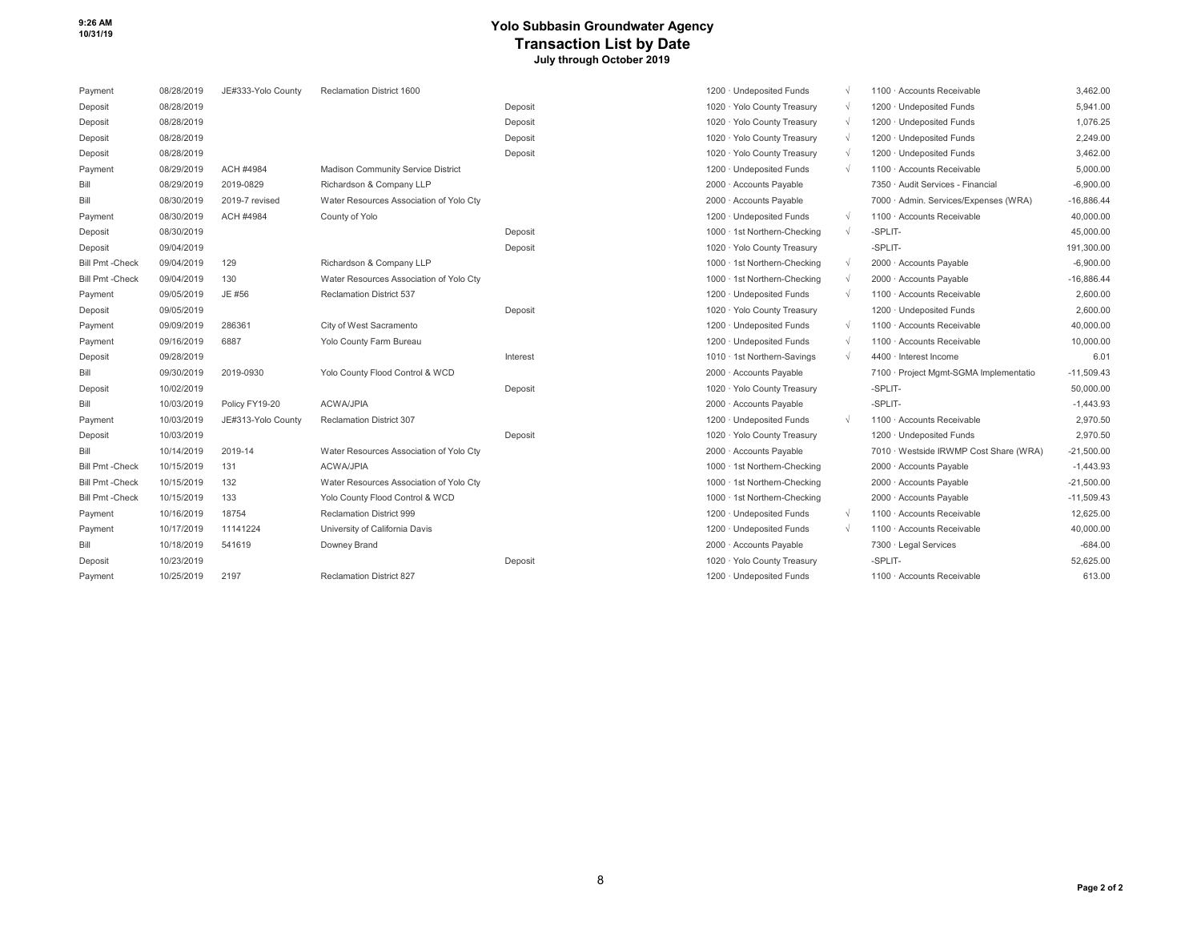9:26 AM
10/31/19

# Yolo Subbasin Groundwater Agency
## Transaction List by Date
### July through October 2019

| Type | Date | Num | Name | Memo | Account | Clr | Split | Amount |
|---|---|---|---|---|---|---|---|---|
| Payment | 08/28/2019 | JE#333-Yolo County | Reclamation District 1600 | | 1200 · Undeposited Funds | √ | 1100 · Accounts Receivable | 3,462.00 |
| Deposit | 08/28/2019 | | | Deposit | 1020 · Yolo County Treasury | √ | 1200 · Undeposited Funds | 5,941.00 |
| Deposit | 08/28/2019 | | | Deposit | 1020 · Yolo County Treasury | √ | 1200 · Undeposited Funds | 1,076.25 |
| Deposit | 08/28/2019 | | | Deposit | 1020 · Yolo County Treasury | √ | 1200 · Undeposited Funds | 2,249.00 |
| Deposit | 08/28/2019 | | | Deposit | 1020 · Yolo County Treasury | √ | 1200 · Undeposited Funds | 3,462.00 |
| Payment | 08/29/2019 | ACH #4984 | Madison Community Service District | | 1200 · Undeposited Funds | √ | 1100 · Accounts Receivable | 5,000.00 |
| Bill | 08/29/2019 | 2019-0829 | Richardson & Company LLP | | 2000 · Accounts Payable | | 7350 · Audit Services - Financial | -6,900.00 |
| Bill | 08/30/2019 | 2019-7 revised | Water Resources Association of Yolo Cty | | 2000 · Accounts Payable | | 7000 · Admin. Services/Expenses (WRA) | -16,886.44 |
| Payment | 08/30/2019 | ACH #4984 | County of Yolo | | 1200 · Undeposited Funds | √ | 1100 · Accounts Receivable | 40,000.00 |
| Deposit | 08/30/2019 | | | Deposit | 1000 · 1st Northern-Checking | √ | -SPLIT- | 45,000.00 |
| Deposit | 09/04/2019 | | | Deposit | 1020 · Yolo County Treasury | | -SPLIT- | 191,300.00 |
| Bill Pmt -Check | 09/04/2019 | 129 | Richardson & Company LLP | | 1000 · 1st Northern-Checking | √ | 2000 · Accounts Payable | -6,900.00 |
| Bill Pmt -Check | 09/04/2019 | 130 | Water Resources Association of Yolo Cty | | 1000 · 1st Northern-Checking | √ | 2000 · Accounts Payable | -16,886.44 |
| Payment | 09/05/2019 | JE #56 | Reclamation District 537 | | 1200 · Undeposited Funds | √ | 1100 · Accounts Receivable | 2,600.00 |
| Deposit | 09/05/2019 | | | Deposit | 1020 · Yolo County Treasury | | 1200 · Undeposited Funds | 2,600.00 |
| Payment | 09/09/2019 | 286361 | City of West Sacramento | | 1200 · Undeposited Funds | √ | 1100 · Accounts Receivable | 40,000.00 |
| Payment | 09/16/2019 | 6887 | Yolo County Farm Bureau | | 1200 · Undeposited Funds | √ | 1100 · Accounts Receivable | 10,000.00 |
| Deposit | 09/28/2019 | | | Interest | 1010 · 1st Northern-Savings | √ | 4400 · Interest Income | 6.01 |
| Bill | 09/30/2019 | 2019-0930 | Yolo County Flood Control & WCD | | 2000 · Accounts Payable | | 7100 · Project Mgmt-SGMA Implementatio | -11,509.43 |
| Deposit | 10/02/2019 | | | Deposit | 1020 · Yolo County Treasury | | -SPLIT- | 50,000.00 |
| Bill | 10/03/2019 | Policy FY19-20 | ACWA/JPIA | | 2000 · Accounts Payable | | -SPLIT- | -1,443.93 |
| Payment | 10/03/2019 | JE#313-Yolo County | Reclamation District 307 | | 1200 · Undeposited Funds | √ | 1100 · Accounts Receivable | 2,970.50 |
| Deposit | 10/03/2019 | | | Deposit | 1020 · Yolo County Treasury | | 1200 · Undeposited Funds | 2,970.50 |
| Bill | 10/14/2019 | 2019-14 | Water Resources Association of Yolo Cty | | 2000 · Accounts Payable | | 7010 · Westside IRWMP Cost Share (WRA) | -21,500.00 |
| Bill Pmt -Check | 10/15/2019 | 131 | ACWA/JPIA | | 1000 · 1st Northern-Checking | | 2000 · Accounts Payable | -1,443.93 |
| Bill Pmt -Check | 10/15/2019 | 132 | Water Resources Association of Yolo Cty | | 1000 · 1st Northern-Checking | | 2000 · Accounts Payable | -21,500.00 |
| Bill Pmt -Check | 10/15/2019 | 133 | Yolo County Flood Control & WCD | | 1000 · 1st Northern-Checking | | 2000 · Accounts Payable | -11,509.43 |
| Payment | 10/16/2019 | 18754 | Reclamation District 999 | | 1200 · Undeposited Funds | √ | 1100 · Accounts Receivable | 12,625.00 |
| Payment | 10/17/2019 | 11141224 | University of California Davis | | 1200 · Undeposited Funds | √ | 1100 · Accounts Receivable | 40,000.00 |
| Bill | 10/18/2019 | 541619 | Downey Brand | | 2000 · Accounts Payable | | 7300 · Legal Services | -684.00 |
| Deposit | 10/23/2019 | | | Deposit | 1020 · Yolo County Treasury | | -SPLIT- | 52,625.00 |
| Payment | 10/25/2019 | 2197 | Reclamation District 827 | | 1200 · Undeposited Funds | | 1100 · Accounts Receivable | 613.00 |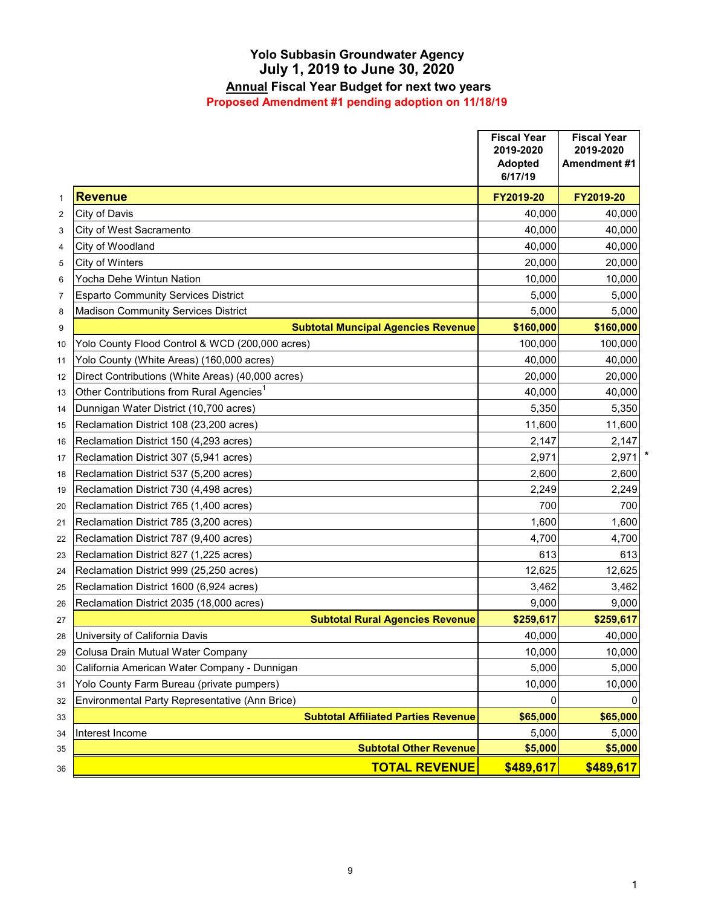# Yolo Subbasin Groundwater Agency

## July 1, 2019 to June 30, 2020

### Annual Fiscal Year Budget for next two years

**Proposed Amendment #1 pending adoption on 11/18/19**

| | | Fiscal Year 2019-2020 Adopted 6/17/19 | Fiscal Year 2019-2020 Amendment #1 | |
|---|---|---|---|---|
| 1 | **Revenue** | **FY2019-20** | **FY2019-20** | |
| 2 | City of Davis | 40,000 | 40,000 | |
| 3 | City of West Sacramento | 40,000 | 40,000 | |
| 4 | City of Woodland | 40,000 | 40,000 | |
| 5 | City of Winters | 20,000 | 20,000 | |
| 6 | Yocha Dehe Wintun Nation | 10,000 | 10,000 | |
| 7 | Esparto Community Services District | 5,000 | 5,000 | |
| 8 | Madison Community Services District | 5,000 | 5,000 | |
| 9 | **Subtotal Muncipal Agencies Revenue** | **$160,000** | **$160,000** | |
| 10 | Yolo County Flood Control & WCD (200,000 acres) | 100,000 | 100,000 | |
| 11 | Yolo County (White Areas) (160,000 acres) | 40,000 | 40,000 | |
| 12 | Direct Contributions (White Areas) (40,000 acres) | 20,000 | 20,000 | |
| 13 | Other Contributions from Rural Agencies[1] | 40,000 | 40,000 | |
| 14 | Dunnigan Water District (10,700 acres) | 5,350 | 5,350 | |
| 15 | Reclamation District 108 (23,200 acres) | 11,600 | 11,600 | |
| 16 | Reclamation District 150 (4,293 acres) | 2,147 | 2,147 | |
| 17 | Reclamation District 307 (5,941 acres) | 2,971 | 2,971 | * |
| 18 | Reclamation District 537 (5,200 acres) | 2,600 | 2,600 | |
| 19 | Reclamation District 730 (4,498 acres) | 2,249 | 2,249 | |
| 20 | Reclamation District 765 (1,400 acres) | 700 | 700 | |
| 21 | Reclamation District 785 (3,200 acres) | 1,600 | 1,600 | |
| 22 | Reclamation District 787 (9,400 acres) | 4,700 | 4,700 | |
| 23 | Reclamation District 827 (1,225 acres) | 613 | 613 | |
| 24 | Reclamation District 999 (25,250 acres) | 12,625 | 12,625 | |
| 25 | Reclamation District 1600 (6,924 acres) | 3,462 | 3,462 | |
| 26 | Reclamation District 2035 (18,000 acres) | 9,000 | 9,000 | |
| 27 | **Subtotal Rural Agencies Revenue** | **$259,617** | **$259,617** | |
| 28 | University of California Davis | 40,000 | 40,000 | |
| 29 | Colusa Drain Mutual Water Company | 10,000 | 10,000 | |
| 30 | California American Water Company - Dunnigan | 5,000 | 5,000 | |
| 31 | Yolo County Farm Bureau (private pumpers) | 10,000 | 10,000 | |
| 32 | Environmental Party Representative (Ann Brice) | 0 | 0 | |
| 33 | **Subtotal Affiliated Parties Revenue** | **$65,000** | **$65,000** | |
| 34 | Interest Income | 5,000 | 5,000 | |
| 35 | **Subtotal Other Revenue** | **$5,000** | **$5,000** | |
| 36 | **TOTAL REVENUE** | **$489,617** | **$489,617** | |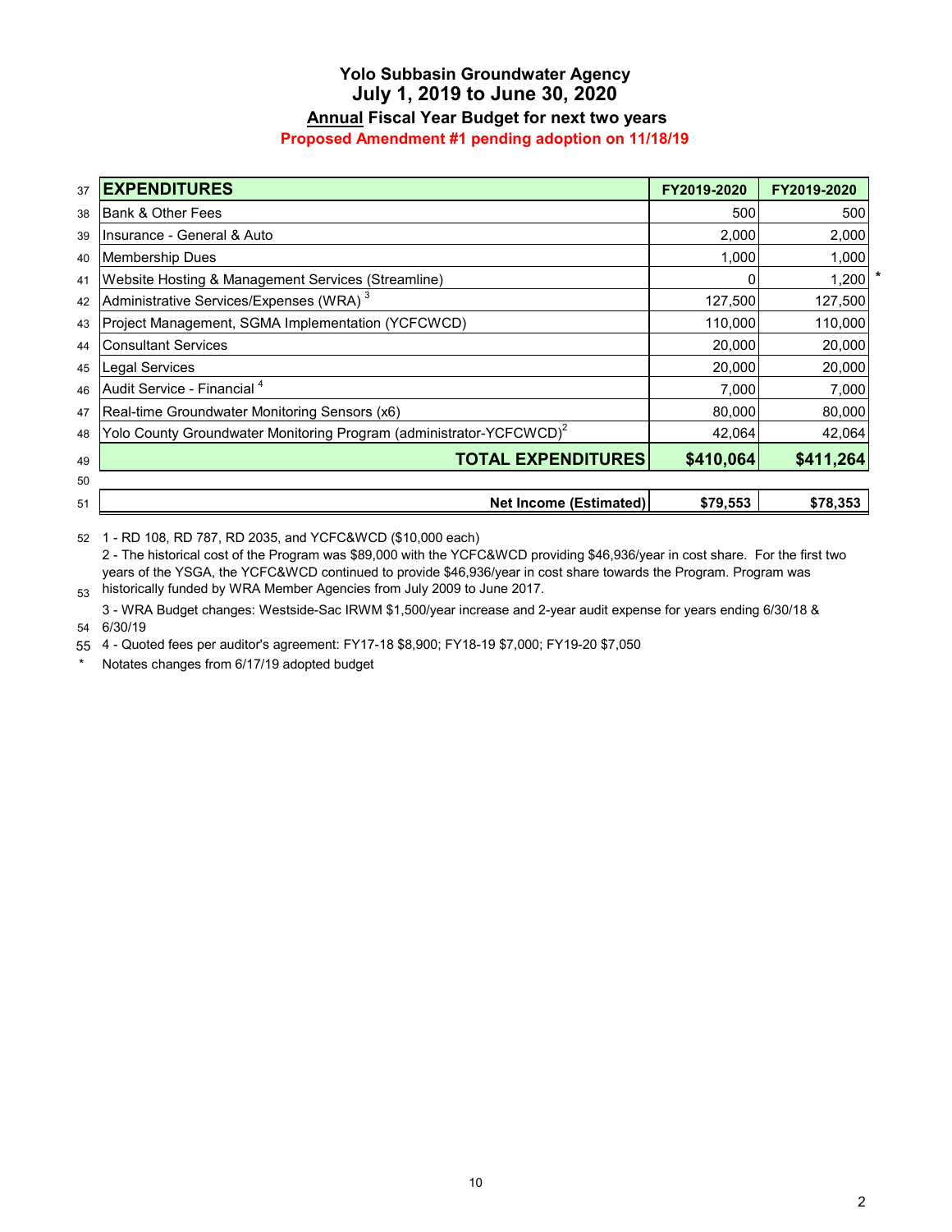## Yolo Subbasin Groundwater Agency
## July 1, 2019 to June 30, 2020
### Annual Fiscal Year Budget for next two years
**Proposed Amendment #1 pending adoption on 11/18/19**

| | EXPENDITURES | FY2019-2020 | FY2019-2020 | |
|---|---|---|---|---|
| 38 | Bank & Other Fees | 500 | 500 | |
| 39 | Insurance - General & Auto | 2,000 | 2,000 | |
| 40 | Membership Dues | 1,000 | 1,000 | |
| 41 | Website Hosting & Management Services (Streamline) | 0 | 1,200 | * |
| 42 | Administrative Services/Expenses (WRA) [3] | 127,500 | 127,500 | |
| 43 | Project Management, SGMA Implementation (YCFCWCD) | 110,000 | 110,000 | |
| 44 | Consultant Services | 20,000 | 20,000 | |
| 45 | Legal Services | 20,000 | 20,000 | |
| 46 | Audit Service - Financial [4] | 7,000 | 7,000 | |
| 47 | Real-time Groundwater Monitoring Sensors (x6) | 80,000 | 80,000 | |
| 48 | Yolo County Groundwater Monitoring Program (administrator-YCFCWCD)[2] | 42,064 | 42,064 | |
| 49 | **TOTAL EXPENDITURES** | **$410,064** | **$411,264** | |
| 50 | | | | |
| 51 | **Net Income (Estimated)** | **$79,553** | **$78,353** | |

52 1 - RD 108, RD 787, RD 2035, and YCFC&WCD ($10,000 each)

53 2 - The historical cost of the Program was $89,000 with the YCFC&WCD providing $46,936/year in cost share. For the first two years of the YSGA, the YCFC&WCD continued to provide $46,936/year in cost share towards the Program. Program was historically funded by WRA Member Agencies from July 2009 to June 2017.

54 3 - WRA Budget changes: Westside-Sac IRWM $1,500/year increase and 2-year audit expense for years ending 6/30/18 & 6/30/19

55 4 - Quoted fees per auditor's agreement: FY17-18 $8,900; FY18-19 $7,000; FY19-20 $7,050

\* Notates changes from 6/17/19 adopted budget